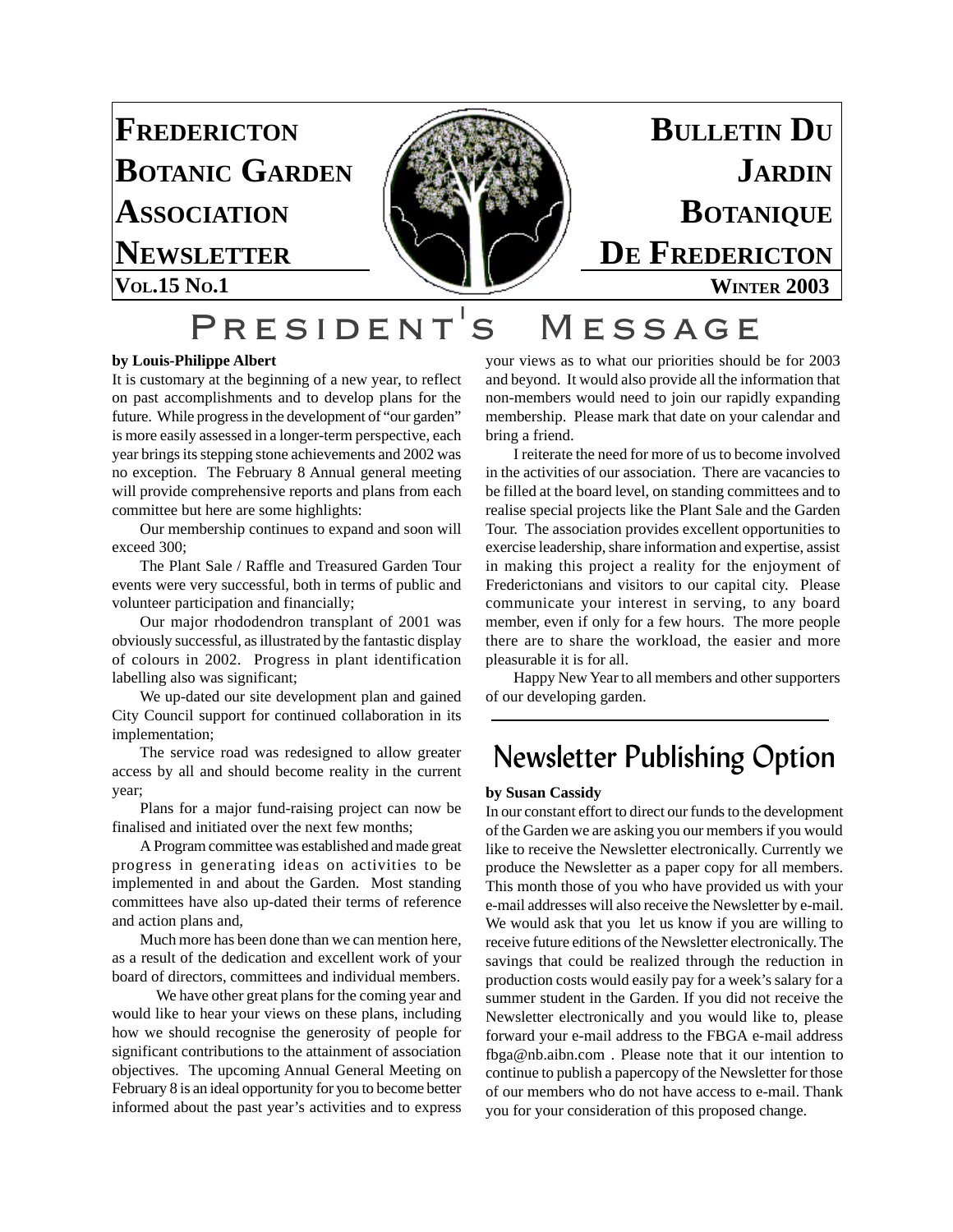# Fredericton Botanic Garden Association Newsletter

# Bulletin du Jardin Botanique de Fredericton

**Vol.15 No.1** — **Winter 2003**

## President's Message

**by Louis-Philippe Albert**

It is customary at the beginning of a new year, to reflect on past accomplishments and to develop plans for the future. While progress in the development of "our garden" is more easily assessed in a longer-term perspective, each year brings its stepping stone achievements and 2002 was no exception. The February 8 Annual general meeting will provide comprehensive reports and plans from each committee but here are some highlights:

Our membership continues to expand and soon will exceed 300;

The Plant Sale / Raffle and Treasured Garden Tour events were very successful, both in terms of public and volunteer participation and financially;

Our major rhododendron transplant of 2001 was obviously successful, as illustrated by the fantastic display of colours in 2002. Progress in plant identification labelling also was significant;

We up-dated our site development plan and gained City Council support for continued collaboration in its implementation;

The service road was redesigned to allow greater access by all and should become reality in the current year;

Plans for a major fund-raising project can now be finalised and initiated over the next few months;

A Program committee was established and made great progress in generating ideas on activities to be implemented in and about the Garden. Most standing committees have also up-dated their terms of reference and action plans and,

Much more has been done than we can mention here, as a result of the dedication and excellent work of your board of directors, committees and individual members.

We have other great plans for the coming year and would like to hear your views on these plans, including how we should recognise the generosity of people for significant contributions to the attainment of association objectives. The upcoming Annual General Meeting on February 8 is an ideal opportunity for you to become better informed about the past year's activities and to express your views as to what our priorities should be for 2003 and beyond. It would also provide all the information that non-members would need to join our rapidly expanding membership. Please mark that date on your calendar and bring a friend.

I reiterate the need for more of us to become involved in the activities of our association. There are vacancies to be filled at the board level, on standing committees and to realise special projects like the Plant Sale and the Garden Tour. The association provides excellent opportunities to exercise leadership, share information and expertise, assist in making this project a reality for the enjoyment of Frederictonians and visitors to our capital city. Please communicate your interest in serving, to any board member, even if only for a few hours. The more people there are to share the workload, the easier and more pleasurable it is for all.

Happy New Year to all members and other supporters of our developing garden.

## Newsletter Publishing Option

**by Susan Cassidy**

In our constant effort to direct our funds to the development of the Garden we are asking you our members if you would like to receive the Newsletter electronically. Currently we produce the Newsletter as a paper copy for all members. This month those of you who have provided us with your e-mail addresses will also receive the Newsletter by e-mail. We would ask that you let us know if you are willing to receive future editions of the Newsletter electronically. The savings that could be realized through the reduction in production costs would easily pay for a week's salary for a summer student in the Garden. If you did not receive the Newsletter electronically and you would like to, please forward your e-mail address to the FBGA e-mail address fbga@nb.aibn.com . Please note that it our intention to continue to publish a papercopy of the Newsletter for those of our members who do not have access to e-mail. Thank you for your consideration of this proposed change.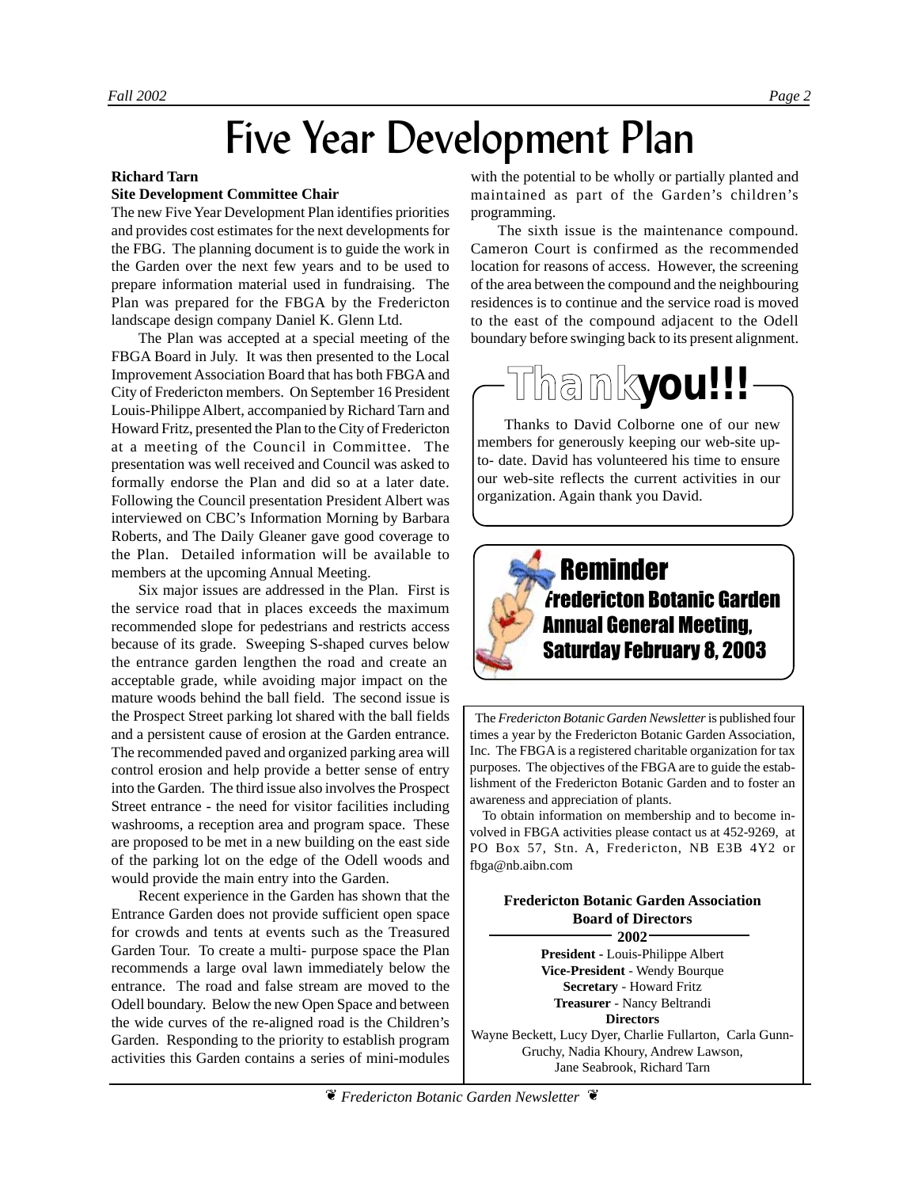# Five Year Development Plan

**Richard Tarn**
**Site Development Committee Chair**

The new Five Year Development Plan identifies priorities and provides cost estimates for the next developments for the FBG. The planning document is to guide the work in the Garden over the next few years and to be used to prepare information material used in fundraising. The Plan was prepared for the FBGA by the Fredericton landscape design company Daniel K. Glenn Ltd.

The Plan was accepted at a special meeting of the FBGA Board in July. It was then presented to the Local Improvement Association Board that has both FBGA and City of Fredericton members. On September 16 President Louis-Philippe Albert, accompanied by Richard Tarn and Howard Fritz, presented the Plan to the City of Fredericton at a meeting of the Council in Committee. The presentation was well received and Council was asked to formally endorse the Plan and did so at a later date. Following the Council presentation President Albert was interviewed on CBC's Information Morning by Barbara Roberts, and The Daily Gleaner gave good coverage to the Plan. Detailed information will be available to members at the upcoming Annual Meeting.

Six major issues are addressed in the Plan. First is the service road that in places exceeds the maximum recommended slope for pedestrians and restricts access because of its grade. Sweeping S-shaped curves below the entrance garden lengthen the road and create an acceptable grade, while avoiding major impact on the mature woods behind the ball field. The second issue is the Prospect Street parking lot shared with the ball fields and a persistent cause of erosion at the Garden entrance. The recommended paved and organized parking area will control erosion and help provide a better sense of entry into the Garden. The third issue also involves the Prospect Street entrance - the need for visitor facilities including washrooms, a reception area and program space. These are proposed to be met in a new building on the east side of the parking lot on the edge of the Odell woods and would provide the main entry into the Garden.

Recent experience in the Garden has shown that the Entrance Garden does not provide sufficient open space for crowds and tents at events such as the Treasured Garden Tour. To create a multi- purpose space the Plan recommends a large oval lawn immediately below the entrance. The road and false stream are moved to the Odell boundary. Below the new Open Space and between the wide curves of the re-aligned road is the Children's Garden. Responding to the priority to establish program activities this Garden contains a series of mini-modules with the potential to be wholly or partially planted and maintained as part of the Garden's children's programming.

The sixth issue is the maintenance compound. Cameron Court is confirmed as the recommended location for reasons of access. However, the screening of the area between the compound and the neighbouring residences is to continue and the service road is moved to the east of the compound adjacent to the Odell boundary before swinging back to its present alignment.

## Thank you!!!

Thanks to David Colborne one of our new members for generously keeping our web-site up-to- date. David has volunteered his time to ensure our web-site reflects the current activities in our organization. Again thank you David.

## Reminder

**Fredericton Botanic Garden Annual General Meeting, Saturday February 8, 2003**

The *Fredericton Botanic Garden Newsletter* is published four times a year by the Fredericton Botanic Garden Association, Inc. The FBGA is a registered charitable organization for tax purposes. The objectives of the FBGA are to guide the establishment of the Fredericton Botanic Garden and to foster an awareness and appreciation of plants.

To obtain information on membership and to become involved in FBGA activities please contact us at 452-9269, at PO Box 57, Stn. A, Fredericton, NB E3B 4Y2 or fbga@nb.aibn.com

**Fredericton Botanic Garden Association**
**Board of Directors**
**2002**

**President** - Louis-Philippe Albert
**Vice-President** - Wendy Bourque
**Secretary** - Howard Fritz
**Treasurer** - Nancy Beltrandi
**Directors**
Wayne Beckett, Lucy Dyer, Charlie Fullarton, Carla Gunn-Gruchy, Nadia Khoury, Andrew Lawson, Jane Seabrook, Richard Tarn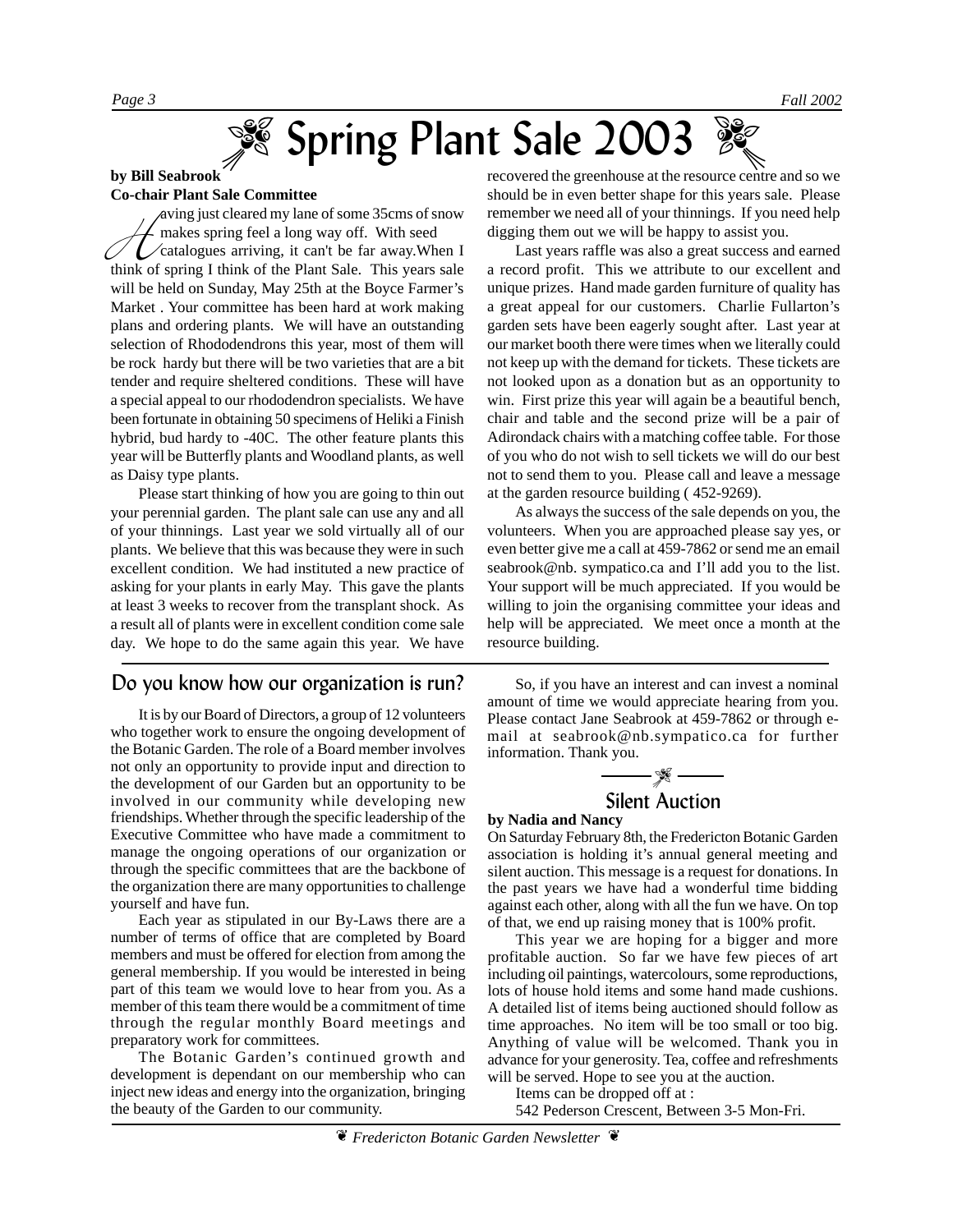# Spring Plant Sale 2003

**by Bill Seabrook**
**Co-chair Plant Sale Committee**

Having just cleared my lane of some 35cms of snow makes spring feel a long way off. With seed catalogues arriving, it can't be far away.When I think of spring I think of the Plant Sale. This years sale will be held on Sunday, May 25th at the Boyce Farmer's Market . Your committee has been hard at work making plans and ordering plants. We will have an outstanding selection of Rhododendrons this year, most of them will be rock hardy but there will be two varieties that are a bit tender and require sheltered conditions. These will have a special appeal to our rhododendron specialists. We have been fortunate in obtaining 50 specimens of Heliki a Finish hybrid, bud hardy to -40C. The other feature plants this year will be Butterfly plants and Woodland plants, as well as Daisy type plants.

Please start thinking of how you are going to thin out your perennial garden. The plant sale can use any and all of your thinnings. Last year we sold virtually all of our plants. We believe that this was because they were in such excellent condition. We had instituted a new practice of asking for your plants in early May. This gave the plants at least 3 weeks to recover from the transplant shock. As a result all of plants were in excellent condition come sale day. We hope to do the same again this year. We have recovered the greenhouse at the resource centre and so we should be in even better shape for this years sale. Please remember we need all of your thinnings. If you need help digging them out we will be happy to assist you.

Last years raffle was also a great success and earned a record profit. This we attribute to our excellent and unique prizes. Hand made garden furniture of quality has a great appeal for our customers. Charlie Fullarton's garden sets have been eagerly sought after. Last year at our market booth there were times when we literally could not keep up with the demand for tickets. These tickets are not looked upon as a donation but as an opportunity to win. First prize this year will again be a beautiful bench, chair and table and the second prize will be a pair of Adirondack chairs with a matching coffee table. For those of you who do not wish to sell tickets we will do our best not to send them to you. Please call and leave a message at the garden resource building ( 452-9269).

As always the success of the sale depends on you, the volunteers. When you are approached please say yes, or even better give me a call at 459-7862 or send me an email seabrook@nb. sympatico.ca and I'll add you to the list. Your support will be much appreciated. If you would be willing to join the organising committee your ideas and help will be appreciated. We meet once a month at the resource building.

## Do you know how our organization is run?

It is by our Board of Directors, a group of 12 volunteers who together work to ensure the ongoing development of the Botanic Garden. The role of a Board member involves not only an opportunity to provide input and direction to the development of our Garden but an opportunity to be involved in our community while developing new friendships. Whether through the specific leadership of the Executive Committee who have made a commitment to manage the ongoing operations of our organization or through the specific committees that are the backbone of the organization there are many opportunities to challenge yourself and have fun.

Each year as stipulated in our By-Laws there are a number of terms of office that are completed by Board members and must be offered for election from among the general membership. If you would be interested in being part of this team we would love to hear from you. As a member of this team there would be a commitment of time through the regular monthly Board meetings and preparatory work for committees.

The Botanic Garden's continued growth and development is dependant on our membership who can inject new ideas and energy into the organization, bringing the beauty of the Garden to our community.

So, if you have an interest and can invest a nominal amount of time we would appreciate hearing from you. Please contact Jane Seabrook at 459-7862 or through e-mail at seabrook@nb.sympatico.ca for further information. Thank you.

## Silent Auction

**by Nadia and Nancy**

On Saturday February 8th, the Fredericton Botanic Garden association is holding it's annual general meeting and silent auction. This message is a request for donations. In the past years we have had a wonderful time bidding against each other, along with all the fun we have. On top of that, we end up raising money that is 100% profit.

This year we are hoping for a bigger and more profitable auction. So far we have few pieces of art including oil paintings, watercolours, some reproductions, lots of house hold items and some hand made cushions. A detailed list of items being auctioned should follow as time approaches. No item will be too small or too big. Anything of value will be welcomed. Thank you in advance for your generosity. Tea, coffee and refreshments will be served. Hope to see you at the auction.

Items can be dropped off at :

542 Pederson Crescent, Between 3-5 Mon-Fri.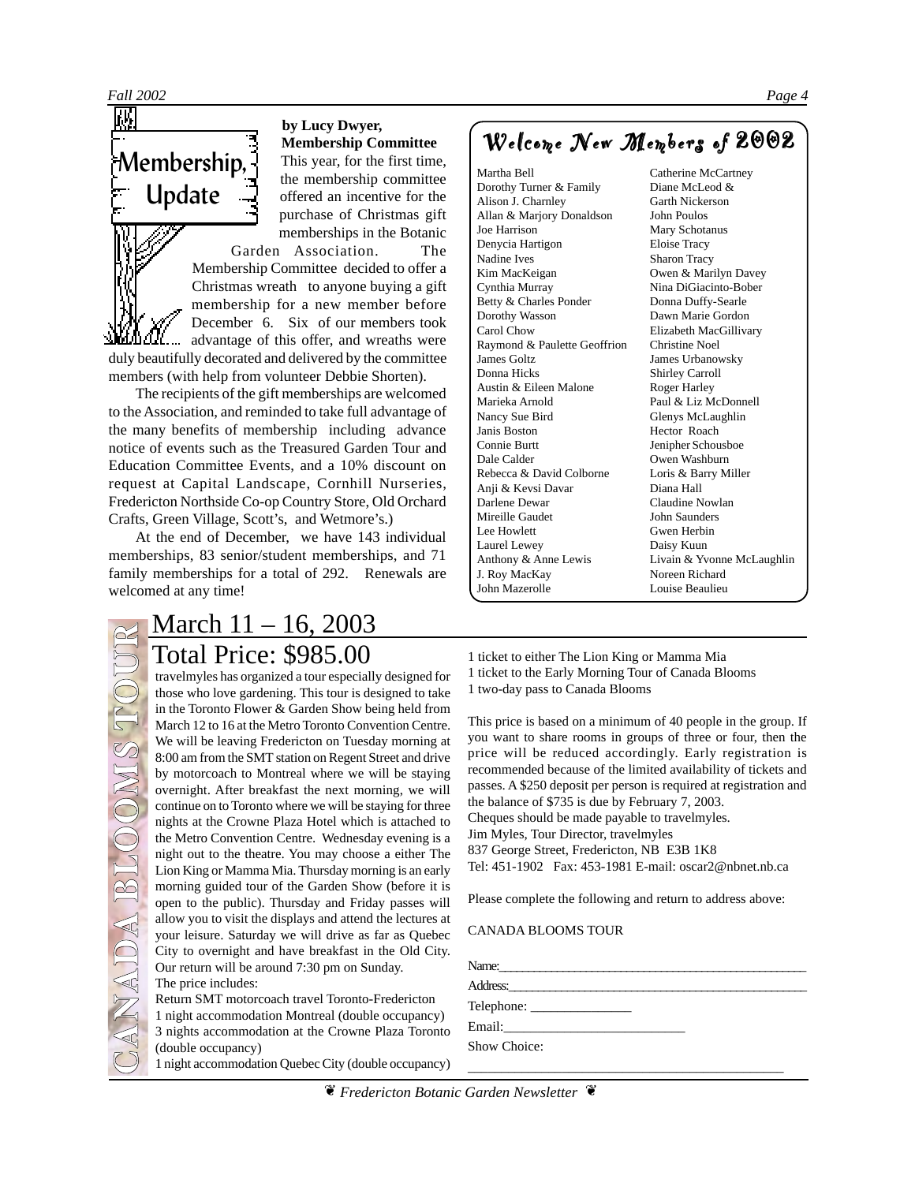# Membership Update

**by Lucy Dwyer, Membership Committee**

This year, for the first time, the membership committee offered an incentive for the purchase of Christmas gift memberships in the Botanic Garden Association. The Membership Committee decided to offer a Christmas wreath to anyone buying a gift membership for a new member before December 6. Six of our members took advantage of this offer, and wreaths were duly beautifully decorated and delivered by the committee members (with help from volunteer Debbie Shorten).

The recipients of the gift memberships are welcomed to the Association, and reminded to take full advantage of the many benefits of membership including advance notice of events such as the Treasured Garden Tour and Education Committee Events, and a 10% discount on request at Capital Landscape, Cornhill Nurseries, Fredericton Northside Co-op Country Store, Old Orchard Crafts, Green Village, Scott's, and Wetmore's.)

At the end of December, we have 143 individual memberships, 83 senior/student memberships, and 71 family memberships for a total of 292. Renewals are welcomed at any time!

## Welcome New Members of 2002

| | |
|---|---|
| Martha Bell | Catherine McCartney |
| Dorothy Turner & Family | Diane McLeod & |
| Alison J. Charnley | Garth Nickerson |
| Allan & Marjory Donaldson | John Poulos |
| Joe Harrison | Mary Schotanus |
| Denycia Hartigon | Eloise Tracy |
| Nadine Ives | Sharon Tracy |
| Kim MacKeigan | Owen & Marilyn Davey |
| Cynthia Murray | Nina DiGiacinto-Bober |
| Betty & Charles Ponder | Donna Duffy-Searle |
| Dorothy Wasson | Dawn Marie Gordon |
| Carol Chow | Elizabeth MacGillivary |
| Raymond & Paulette Geoffrion | Christine Noel |
| James Goltz | James Urbanowsky |
| Donna Hicks | Shirley Carroll |
| Austin & Eileen Malone | Roger Harley |
| Marieka Arnold | Paul & Liz McDonnell |
| Nancy Sue Bird | Glenys McLaughlin |
| Janis Boston | Hector Roach |
| Connie Burtt | Jenipher Schousboe |
| Dale Calder | Owen Washburn |
| Rebecca & David Colborne | Loris & Barry Miller |
| Anji & Kevsi Davar | Diana Hall |
| Darlene Dewar | Claudine Nowlan |
| Mireille Gaudet | John Saunders |
| Lee Howlett | Gwen Herbin |
| Laurel Lewey | Daisy Kuun |
| Anthony & Anne Lewis | Livain & Yvonne McLaughlin |
| J. Roy MacKay | Noreen Richard |
| John Mazerolle | Louise Beaulieu |

# CANADA BLOOMS TOUR

## March 11 – 16, 2003

## Total Price: $985.00

travelmyles has organized a tour especially designed for those who love gardening. This tour is designed to take in the Toronto Flower & Garden Show being held from March 12 to 16 at the Metro Toronto Convention Centre. We will be leaving Fredericton on Tuesday morning at 8:00 am from the SMT station on Regent Street and drive by motorcoach to Montreal where we will be staying overnight. After breakfast the next morning, we will continue on to Toronto where we will be staying for three nights at the Crowne Plaza Hotel which is attached to the Metro Convention Centre. Wednesday evening is a night out to the theatre. You may choose a either The Lion King or Mamma Mia. Thursday morning is an early morning guided tour of the Garden Show (before it is open to the public). Thursday and Friday passes will allow you to visit the displays and attend the lectures at your leisure. Saturday we will drive as far as Quebec City to overnight and have breakfast in the Old City. Our return will be around 7:30 pm on Sunday.

The price includes:

Return SMT motorcoach travel Toronto-Fredericton
1 night accommodation Montreal (double occupancy)
3 nights accommodation at the Crowne Plaza Toronto (double occupancy)
1 night accommodation Quebec City (double occupancy)
1 ticket to either The Lion King or Mamma Mia
1 ticket to the Early Morning Tour of Canada Blooms
1 two-day pass to Canada Blooms

This price is based on a minimum of 40 people in the group. If you want to share rooms in groups of three or four, then the price will be reduced accordingly. Early registration is recommended because of the limited availability of tickets and passes. A $250 deposit per person is required at registration and the balance of $735 is due by February 7, 2003.

Cheques should be made payable to travelmyles.
Jim Myles, Tour Director, travelmyles
837 George Street, Fredericton, NB E3B 1K8
Tel: 451-1902 Fax: 453-1981 E-mail: oscar2@nbnet.nb.ca

Please complete the following and return to address above:

CANADA BLOOMS TOUR

Name:\_\_\_\_\_\_\_\_\_\_\_\_\_\_\_\_\_\_\_\_\_\_\_\_\_\_\_\_\_\_\_\_\_\_\_\_\_\_\_\_

Address:\_\_\_\_\_\_\_\_\_\_\_\_\_\_\_\_\_\_\_\_\_\_\_\_\_\_\_\_\_\_\_\_\_\_\_\_\_\_

Telephone: \_\_\_\_\_\_\_\_\_\_\_\_\_\_\_

Email:\_\_\_\_\_\_\_\_\_\_\_\_\_\_\_\_\_\_\_\_\_\_\_\_\_\_

Show Choice:

\_\_\_\_\_\_\_\_\_\_\_\_\_\_\_\_\_\_\_\_\_\_\_\_\_\_\_\_\_\_\_\_\_\_\_\_\_\_\_\_